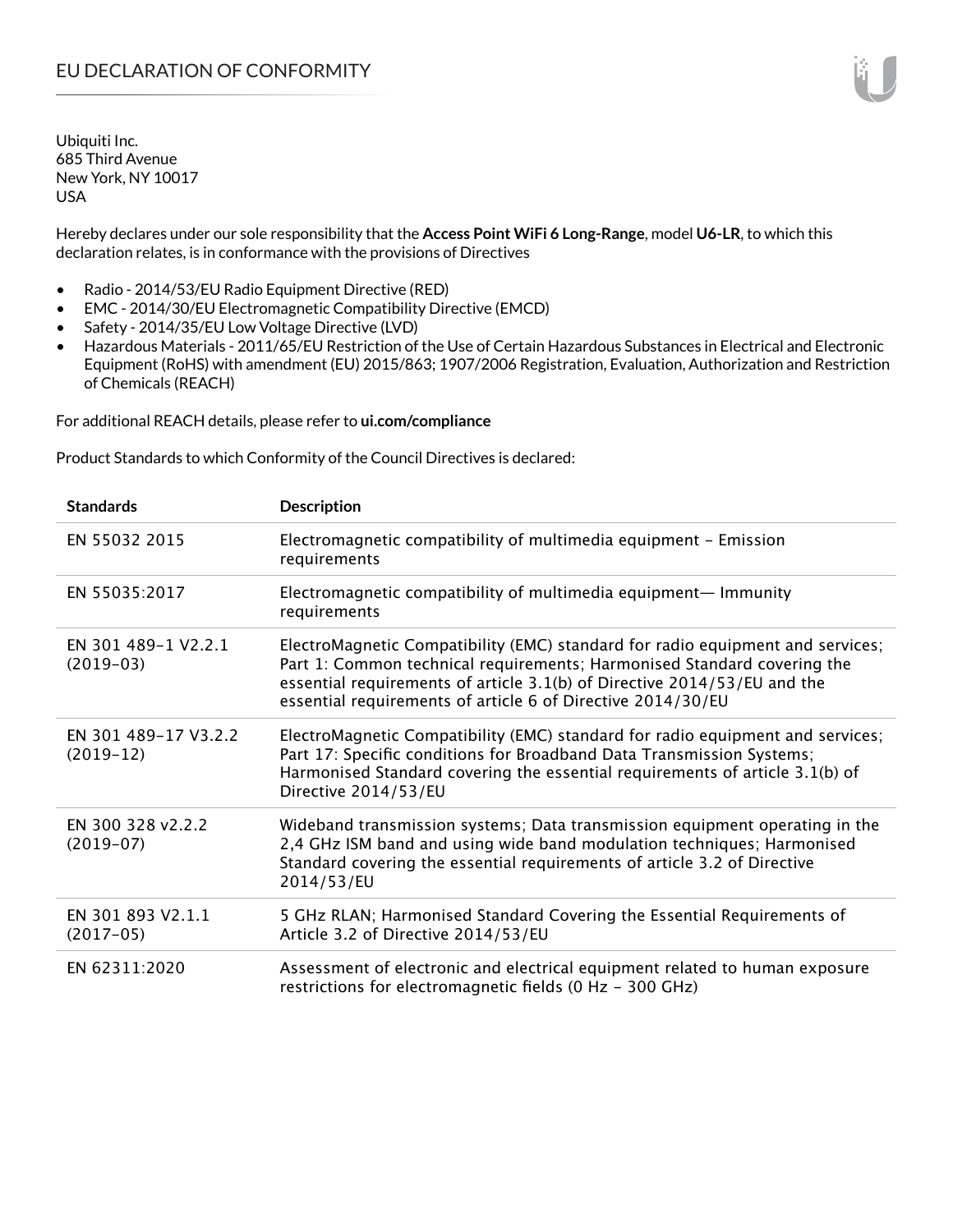# EU DECLARATION OF CONFORMITY

Ubiquiti Inc.
685 Third Avenue
New York, NY 10017
USA

Hereby declares under our sole responsibility that the **Access Point WiFi 6 Long-Range**, model **U6-LR**, to which this declaration relates, is in conformance with the provisions of Directives

- Radio - 2014/53/EU Radio Equipment Directive (RED)
- EMC - 2014/30/EU Electromagnetic Compatibility Directive (EMCD)
- Safety - 2014/35/EU Low Voltage Directive (LVD)
- Hazardous Materials - 2011/65/EU Restriction of the Use of Certain Hazardous Substances in Electrical and Electronic Equipment (RoHS) with amendment (EU) 2015/863; 1907/2006 Registration, Evaluation, Authorization and Restriction of Chemicals (REACH)

For additional REACH details, please refer to **ui.com/compliance**

Product Standards to which Conformity of the Council Directives is declared:

| Standards | Description |
|---|---|
| EN 55032 2015 | Electromagnetic compatibility of multimedia equipment – Emission requirements |
| EN 55035:2017 | Electromagnetic compatibility of multimedia equipment— Immunity requirements |
| EN 301 489-1 V2.2.1 (2019-03) | ElectroMagnetic Compatibility (EMC) standard for radio equipment and services; Part 1: Common technical requirements; Harmonised Standard covering the essential requirements of article 3.1(b) of Directive 2014/53/EU and the essential requirements of article 6 of Directive 2014/30/EU |
| EN 301 489-17 V3.2.2 (2019-12) | ElectroMagnetic Compatibility (EMC) standard for radio equipment and services; Part 17: Specific conditions for Broadband Data Transmission Systems; Harmonised Standard covering the essential requirements of article 3.1(b) of Directive 2014/53/EU |
| EN 300 328 v2.2.2 (2019-07) | Wideband transmission systems; Data transmission equipment operating in the 2,4 GHz ISM band and using wide band modulation techniques; Harmonised Standard covering the essential requirements of article 3.2 of Directive 2014/53/EU |
| EN 301 893 V2.1.1 (2017-05) | 5 GHz RLAN; Harmonised Standard Covering the Essential Requirements of Article 3.2 of Directive 2014/53/EU |
| EN 62311:2020 | Assessment of electronic and electrical equipment related to human exposure restrictions for electromagnetic fields (0 Hz - 300 GHz) |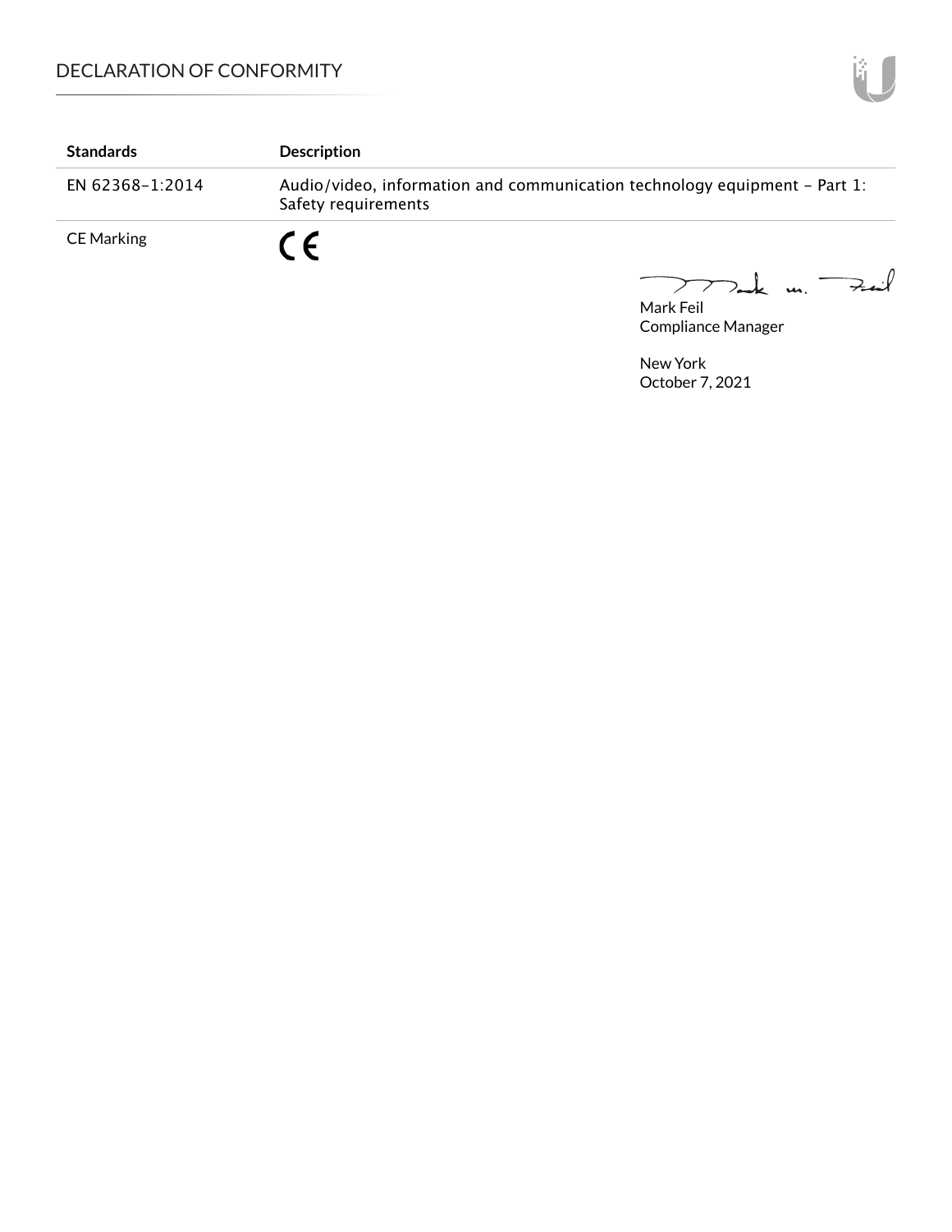| Standards | Description |
| --- | --- |
| EN 62368-1:2014 | Audio/video, information and communication technology equipment - Part 1: Safety requirements |
| CE Marking | CE |

Mark Feil
Compliance Manager

New York
October 7, 2021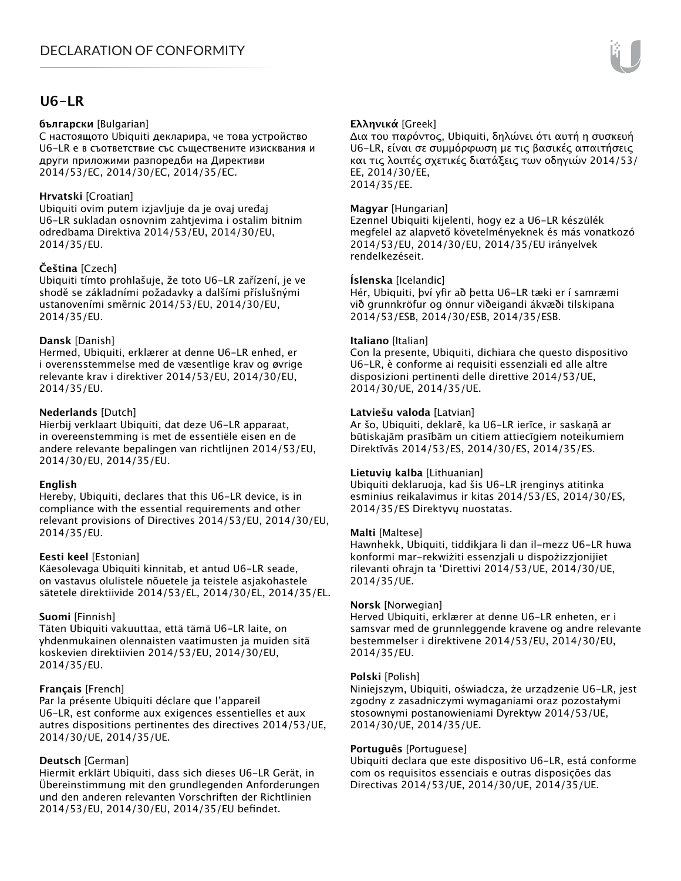# DECLARATION OF CONFORMITY

## U6-LR

**български** [Bulgarian]
С настоящото Ubiquiti декларира, че това устройство U6-LR е в съответствие със съществените изисквания и други приложими разпоредби на Директиви 2014/53/EC, 2014/30/ЕС, 2014/35/ЕС.

**Hrvatski** [Croatian]
Ubiquiti ovim putem izjavljuje da je ovaj uređaj U6-LR sukladan osnovnim zahtjevima i ostalim bitnim odredbama Direktiva 2014/53/EU, 2014/30/EU, 2014/35/EU.

**Čeština** [Czech]
Ubiquiti tímto prohlašuje, že toto U6-LR zařízení, je ve shodě se základními požadavky a dalšími příslušnými ustanoveními směrnic 2014/53/EU, 2014/30/EU, 2014/35/EU.

**Dansk** [Danish]
Hermed, Ubiquiti, erklærer at denne U6-LR enhed, er i overensstemmelse med de væsentlige krav og øvrige relevante krav i direktiver 2014/53/EU, 2014/30/EU, 2014/35/EU.

**Nederlands** [Dutch]
Hierbij verklaart Ubiquiti, dat deze U6-LR apparaat, in overeenstemming is met de essentiële eisen en de andere relevante bepalingen van richtlijnen 2014/53/EU, 2014/30/EU, 2014/35/EU.

**English**
Hereby, Ubiquiti, declares that this U6-LR device, is in compliance with the essential requirements and other relevant provisions of Directives 2014/53/EU, 2014/30/EU, 2014/35/EU.

**Eesti keel** [Estonian]
Käesolevaga Ubiquiti kinnitab, et antud U6-LR seade, on vastavus olulistele nõuetele ja teistele asjakohastele sätetele direktiivide 2014/53/EL, 2014/30/EL, 2014/35/EL.

**Suomi** [Finnish]
Täten Ubiquiti vakuuttaa, että tämä U6-LR laite, on yhdenmukainen olennaisten vaatimusten ja muiden sitä koskevien direktiivien 2014/53/EU, 2014/30/EU, 2014/35/EU.

**Français** [French]
Par la présente Ubiquiti déclare que l'appareil U6-LR, est conforme aux exigences essentielles et aux autres dispositions pertinentes des directives 2014/53/UE, 2014/30/UE, 2014/35/UE.

**Deutsch** [German]
Hiermit erklärt Ubiquiti, dass sich dieses U6-LR Gerät, in Übereinstimmung mit den grundlegenden Anforderungen und den anderen relevanten Vorschriften der Richtlinien 2014/53/EU, 2014/30/EU, 2014/35/EU befindet.

**Ελληνικά** [Greek]
Δια του παρόντος, Ubiquiti, δηλώνει ότι αυτή η συσκευή U6-LR, είναι σε συμμόρφωση με τις βασικές απαιτήσεις και τις λοιπές σχετικές διατάξεις των οδηγιών 2014/53/EE, 2014/30/EE, 2014/35/EE.

**Magyar** [Hungarian]
Ezennel Ubiquiti kijelenti, hogy ez a U6-LR készülék megfelel az alapvető követelményeknek és más vonatkozó 2014/53/EU, 2014/30/EU, 2014/35/EU irányelvek rendelkezéseit.

**Íslenska** [Icelandic]
Hér, Ubiquiti, því yfir að þetta U6-LR tæki er í samræmi við grunnkröfur og önnur viðeigandi ákvæði tilskipana 2014/53/ESB, 2014/30/ESB, 2014/35/ESB.

**Italiano** [Italian]
Con la presente, Ubiquiti, dichiara che questo dispositivo U6-LR, è conforme ai requisiti essenziali ed alle altre disposizioni pertinenti delle direttive 2014/53/UE, 2014/30/UE, 2014/35/UE.

**Latviešu valoda** [Latvian]
Ar šo, Ubiquiti, deklarē, ka U6-LR ierīce, ir saskaņā ar būtiskajām prasībām un citiem attiecīgiem noteikumiem Direktīvās 2014/53/ES, 2014/30/ES, 2014/35/ES.

**Lietuvių kalba** [Lithuanian]
Ubiquiti deklaruoja, kad šis U6-LR įrenginys atitinka esminius reikalavimus ir kitas 2014/53/ES, 2014/30/ES, 2014/35/ES Direktyvų nuostatas.

**Malti** [Maltese]
Hawnhekk, Ubiquiti, tiddikjara li dan il-mezz U6-LR huwa konformi mar-rekwiżiti essenzjali u dispożizzjonijiet rilevanti oħrajn ta 'Direttivi 2014/53/UE, 2014/30/UE, 2014/35/UE.

**Norsk** [Norwegian]
Herved Ubiquiti, erklærer at denne U6-LR enheten, er i samsvar med de grunnleggende kravene og andre relevante bestemmelser i direktivene 2014/53/EU, 2014/30/EU, 2014/35/EU.

**Polski** [Polish]
Niniejszym, Ubiquiti, oświadcza, że urządzenie U6-LR, jest zgodny z zasadniczymi wymaganiami oraz pozostałymi stosownymi postanowieniami Dyrektyw 2014/53/UE, 2014/30/UE, 2014/35/UE.

**Português** [Portuguese]
Ubiquiti declara que este dispositivo U6-LR, está conforme com os requisitos essenciais e outras disposições das Directivas 2014/53/UE, 2014/30/UE, 2014/35/UE.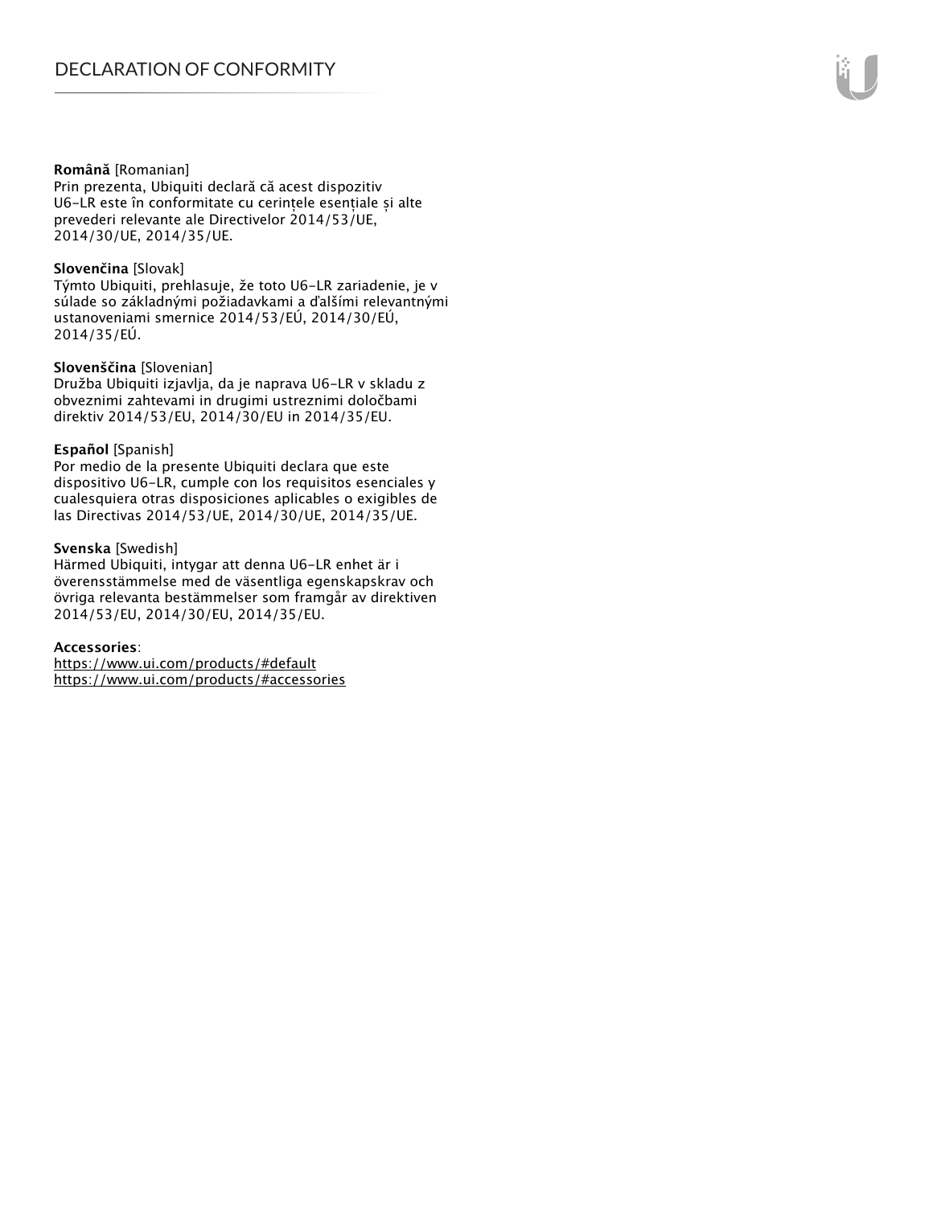**Română** [Romanian]
Prin prezenta, Ubiquiti declară că acest dispozitiv U6‑LR este în conformitate cu cerințele esențiale și alte prevederi relevante ale Directivelor 2014/53/UE, 2014/30/UE, 2014/35/UE.

**Slovenčina** [Slovak]
Týmto Ubiquiti, prehlasuje, že toto U6‑LR zariadenie, je v súlade so základnými požiadavkami a ďalšími relevantnými ustanoveniami smernice 2014/53/EÚ, 2014/30/EÚ, 2014/35/EÚ.

**Slovenščina** [Slovenian]
Družba Ubiquiti izjavlja, da je naprava U6‑LR v skladu z obveznimi zahtevami in drugimi ustreznimi določbami direktiv 2014/53/EU, 2014/30/EU in 2014/35/EU.

**Español** [Spanish]
Por medio de la presente Ubiquiti declara que este dispositivo U6‑LR, cumple con los requisitos esenciales y cualesquiera otras disposiciones aplicables o exigibles de las Directivas 2014/53/UE, 2014/30/UE, 2014/35/UE.

**Svenska** [Swedish]
Härmed Ubiquiti, intygar att denna U6‑LR enhet är i överensstämmelse med de väsentliga egenskapskrav och övriga relevanta bestämmelser som framgår av direktiven 2014/53/EU, 2014/30/EU, 2014/35/EU.

**Accessories**:
https://www.ui.com/products/#default
https://www.ui.com/products/#accessories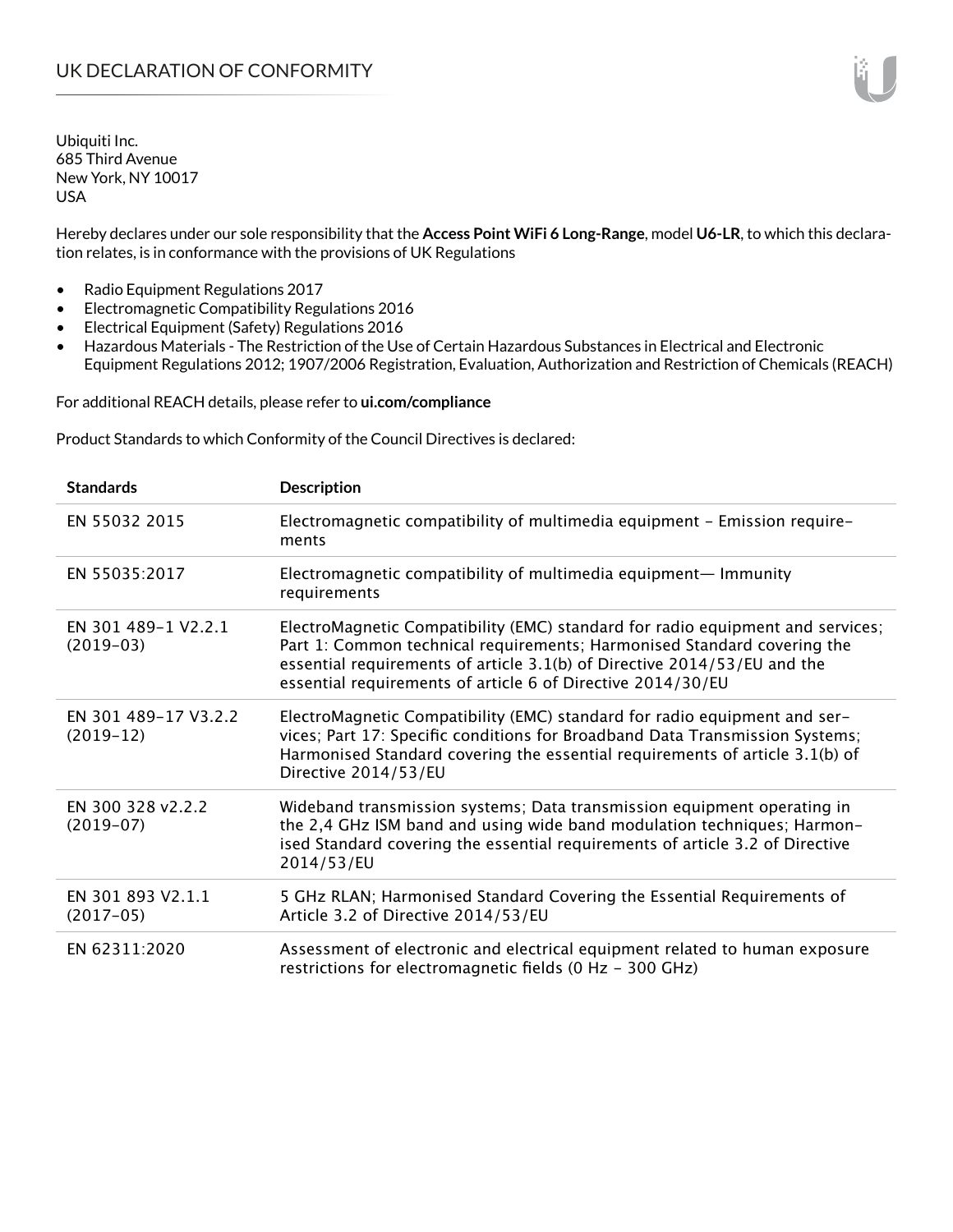# UK DECLARATION OF CONFORMITY

Ubiquiti Inc.
685 Third Avenue
New York, NY 10017
USA

Hereby declares under our sole responsibility that the **Access Point WiFi 6 Long-Range**, model **U6-LR**, to which this declaration relates, is in conformance with the provisions of UK Regulations

- Radio Equipment Regulations 2017
- Electromagnetic Compatibility Regulations 2016
- Electrical Equipment (Safety) Regulations 2016
- Hazardous Materials - The Restriction of the Use of Certain Hazardous Substances in Electrical and Electronic Equipment Regulations 2012; 1907/2006 Registration, Evaluation, Authorization and Restriction of Chemicals (REACH)

For additional REACH details, please refer to **ui.com/compliance**

Product Standards to which Conformity of the Council Directives is declared:

| Standards | Description |
|---|---|
| EN 55032 2015 | Electromagnetic compatibility of multimedia equipment – Emission requirements |
| EN 55035:2017 | Electromagnetic compatibility of multimedia equipment— Immunity requirements |
| EN 301 489-1 V2.2.1 (2019-03) | ElectroMagnetic Compatibility (EMC) standard for radio equipment and services; Part 1: Common technical requirements; Harmonised Standard covering the essential requirements of article 3.1(b) of Directive 2014/53/EU and the essential requirements of article 6 of Directive 2014/30/EU |
| EN 301 489-17 V3.2.2 (2019-12) | ElectroMagnetic Compatibility (EMC) standard for radio equipment and services; Part 17: Specific conditions for Broadband Data Transmission Systems; Harmonised Standard covering the essential requirements of article 3.1(b) of Directive 2014/53/EU |
| EN 300 328 v2.2.2 (2019-07) | Wideband transmission systems; Data transmission equipment operating in the 2,4 GHz ISM band and using wide band modulation techniques; Harmonised Standard covering the essential requirements of article 3.2 of Directive 2014/53/EU |
| EN 301 893 V2.1.1 (2017-05) | 5 GHz RLAN; Harmonised Standard Covering the Essential Requirements of Article 3.2 of Directive 2014/53/EU |
| EN 62311:2020 | Assessment of electronic and electrical equipment related to human exposure restrictions for electromagnetic fields (0 Hz - 300 GHz) |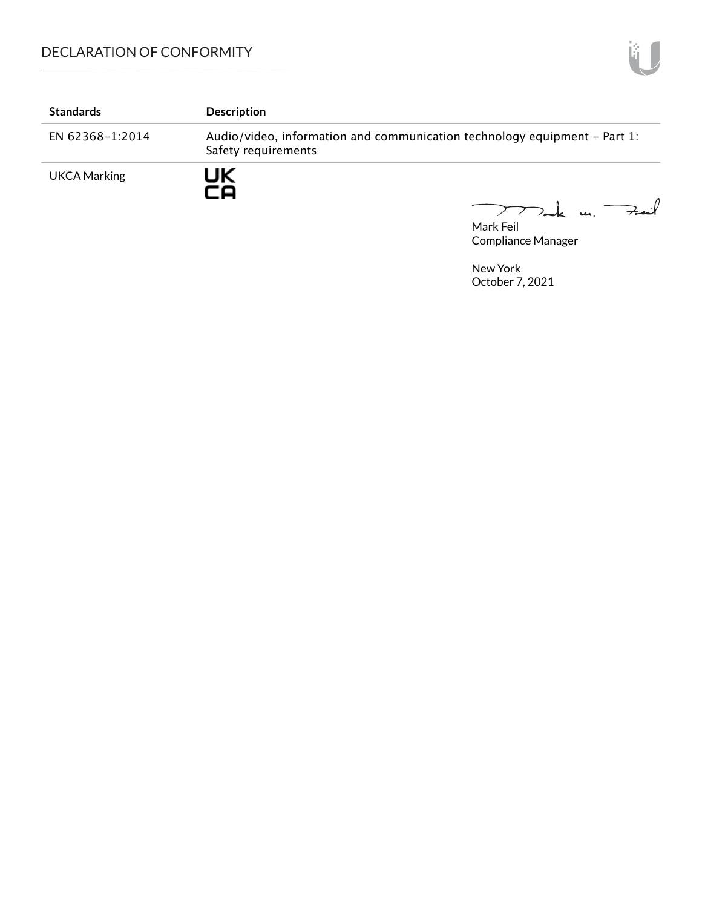| Standards | Description |
| --- | --- |
| EN 62368-1:2014 | Audio/video, information and communication technology equipment - Part 1: Safety requirements |
| UKCA Marking | UK CA |

Mark Feil
Compliance Manager

New York
October 7, 2021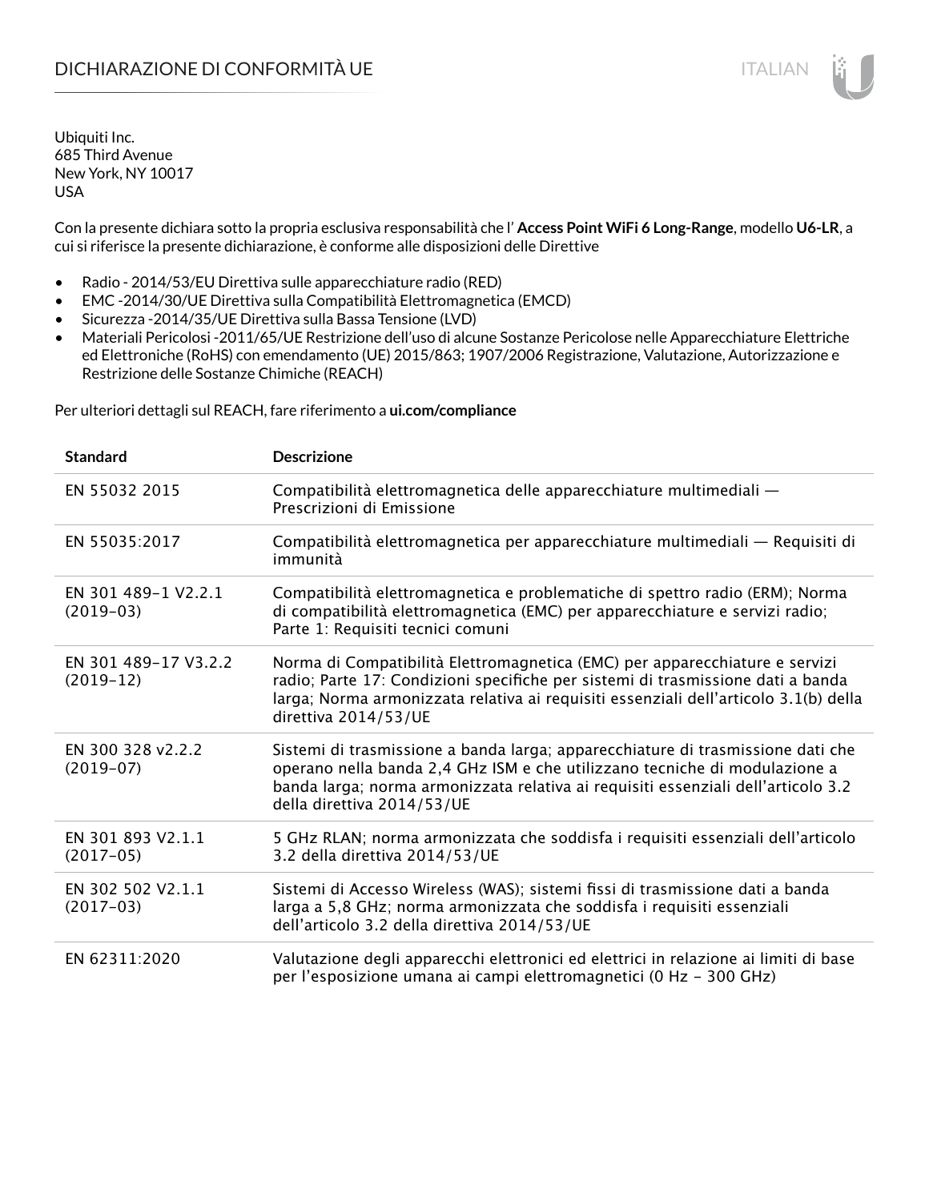# DICHIARAZIONE DI CONFORMITÀ UE

Ubiquiti Inc.
685 Third Avenue
New York, NY 10017
USA

Con la presente dichiara sotto la propria esclusiva responsabilità che l' **Access Point WiFi 6 Long-Range**, modello **U6-LR**, a cui si riferisce la presente dichiarazione, è conforme alle disposizioni delle Direttive

- Radio - 2014/53/EU Direttiva sulle apparecchiature radio (RED)
- EMC -2014/30/UE Direttiva sulla Compatibilità Elettromagnetica (EMCD)
- Sicurezza -2014/35/UE Direttiva sulla Bassa Tensione (LVD)
- Materiali Pericolosi -2011/65/UE Restrizione dell'uso di alcune Sostanze Pericolose nelle Apparecchiature Elettriche ed Elettroniche (RoHS) con emendamento (UE) 2015/863; 1907/2006 Registrazione, Valutazione, Autorizzazione e Restrizione delle Sostanze Chimiche (REACH)

Per ulteriori dettagli sul REACH, fare riferimento a **ui.com/compliance**

| Standard | Descrizione |
| --- | --- |
| EN 55032 2015 | Compatibilità elettromagnetica delle apparecchiature multimediali — Prescrizioni di Emissione |
| EN 55035:2017 | Compatibilità elettromagnetica per apparecchiature multimediali — Requisiti di immunità |
| EN 301 489-1 V2.2.1 (2019-03) | Compatibilità elettromagnetica e problematiche di spettro radio (ERM); Norma di compatibilità elettromagnetica (EMC) per apparecchiature e servizi radio; Parte 1: Requisiti tecnici comuni |
| EN 301 489-17 V3.2.2 (2019-12) | Norma di Compatibilità Elettromagnetica (EMC) per apparecchiature e servizi radio; Parte 17: Condizioni specifiche per sistemi di trasmissione dati a banda larga; Norma armonizzata relativa ai requisiti essenziali dell'articolo 3.1(b) della direttiva 2014/53/UE |
| EN 300 328 v2.2.2 (2019-07) | Sistemi di trasmissione a banda larga; apparecchiature di trasmissione dati che operano nella banda 2,4 GHz ISM e che utilizzano tecniche di modulazione a banda larga; norma armonizzata relativa ai requisiti essenziali dell'articolo 3.2 della direttiva 2014/53/UE |
| EN 301 893 V2.1.1 (2017-05) | 5 GHz RLAN; norma armonizzata che soddisfa i requisiti essenziali dell'articolo 3.2 della direttiva 2014/53/UE |
| EN 302 502 V2.1.1 (2017-03) | Sistemi di Accesso Wireless (WAS); sistemi fissi di trasmissione dati a banda larga a 5,8 GHz; norma armonizzata che soddisfa i requisiti essenziali dell'articolo 3.2 della direttiva 2014/53/UE |
| EN 62311:2020 | Valutazione degli apparecchi elettronici ed elettrici in relazione ai limiti di base per l'esposizione umana ai campi elettromagnetici (0 Hz - 300 GHz) |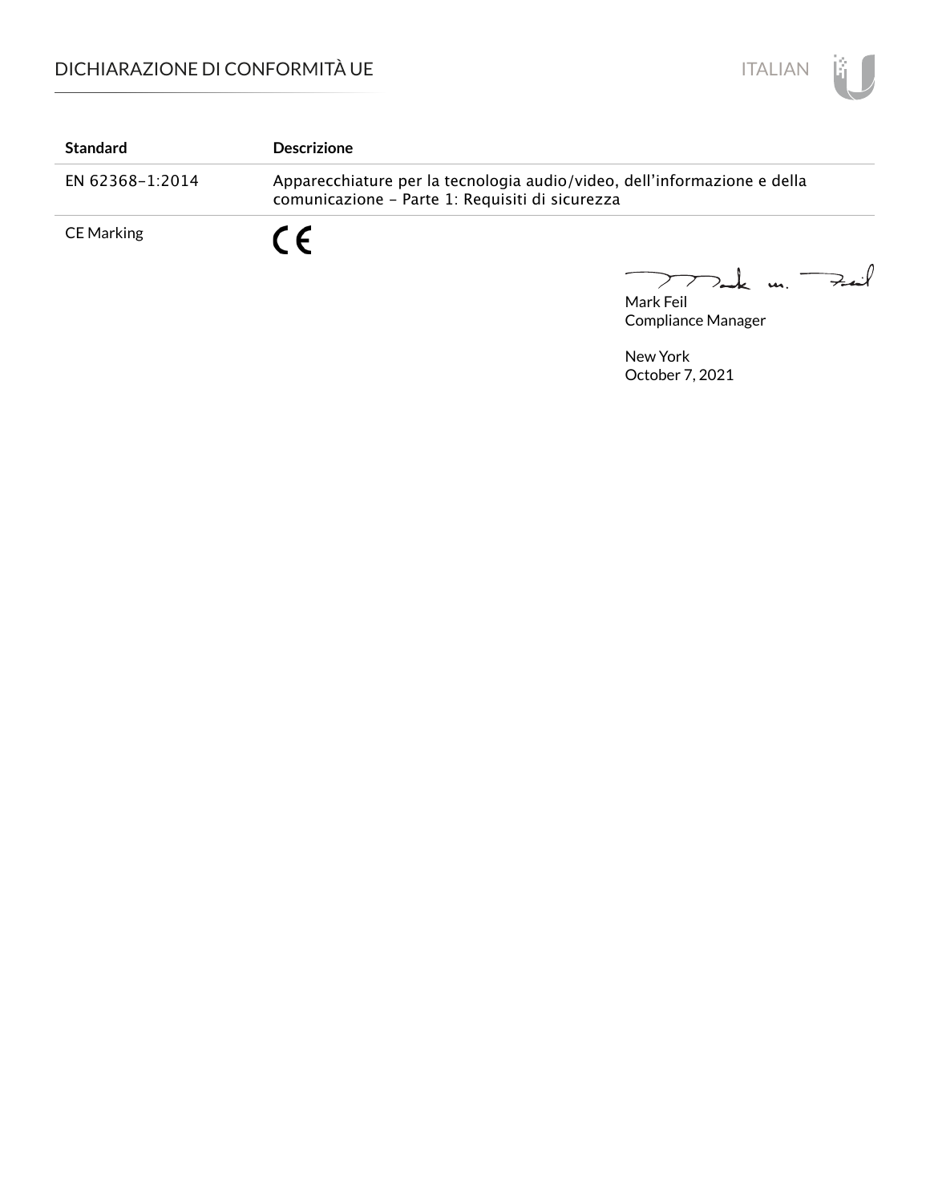| Standard | Descrizione |
| --- | --- |
| EN 62368-1:2014 | Apparecchiature per la tecnologia audio/video, dell'informazione e della comunicazione - Parte 1: Requisiti di sicurezza |
| CE Marking | CE |

Mark Feil
Compliance Manager

New York
October 7, 2021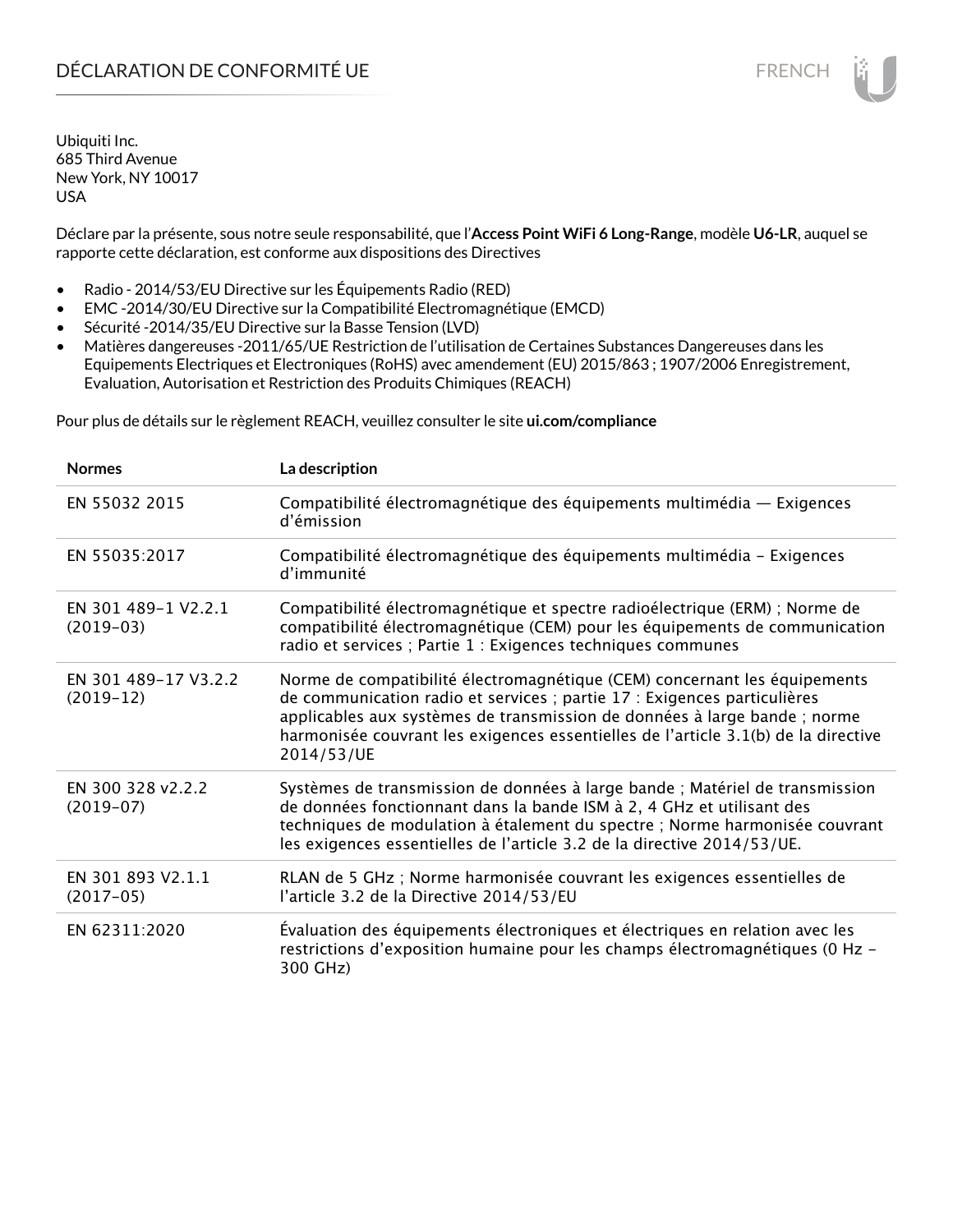# DÉCLARATION DE CONFORMITÉ UE

Ubiquiti Inc.
685 Third Avenue
New York, NY 10017
USA

Déclare par la présente, sous notre seule responsabilité, que l'**Access Point WiFi 6 Long-Range**, modèle **U6-LR**, auquel se rapporte cette déclaration, est conforme aux dispositions des Directives

- Radio - 2014/53/EU Directive sur les Équipements Radio (RED)
- EMC -2014/30/EU Directive sur la Compatibilité Electromagnétique (EMCD)
- Sécurité -2014/35/EU Directive sur la Basse Tension (LVD)
- Matières dangereuses -2011/65/UE Restriction de l'utilisation de Certaines Substances Dangereuses dans les Equipements Electriques et Electroniques (RoHS) avec amendement (EU) 2015/863 ; 1907/2006 Enregistrement, Evaluation, Autorisation et Restriction des Produits Chimiques (REACH)

Pour plus de détails sur le règlement REACH, veuillez consulter le site **ui.com/compliance**

| Normes | La description |
|---|---|
| EN 55032 2015 | Compatibilité électromagnétique des équipements multimédia — Exigences d'émission |
| EN 55035:2017 | Compatibilité électromagnétique des équipements multimédia – Exigences d'immunité |
| EN 301 489-1 V2.2.1 (2019-03) | Compatibilité électromagnétique et spectre radioélectrique (ERM) ; Norme de compatibilité électromagnétique (CEM) pour les équipements de communication radio et services ; Partie 1 : Exigences techniques communes |
| EN 301 489-17 V3.2.2 (2019-12) | Norme de compatibilité électromagnétique (CEM) concernant les équipements de communication radio et services ; partie 17 : Exigences particulières applicables aux systèmes de transmission de données à large bande ; norme harmonisée couvrant les exigences essentielles de l'article 3.1(b) de la directive 2014/53/UE |
| EN 300 328 v2.2.2 (2019-07) | Systèmes de transmission de données à large bande ; Matériel de transmission de données fonctionnant dans la bande ISM à 2, 4 GHz et utilisant des techniques de modulation à étalement du spectre ; Norme harmonisée couvrant les exigences essentielles de l'article 3.2 de la directive 2014/53/UE. |
| EN 301 893 V2.1.1 (2017-05) | RLAN de 5 GHz ; Norme harmonisée couvrant les exigences essentielles de l'article 3.2 de la Directive 2014/53/EU |
| EN 62311:2020 | Évaluation des équipements électroniques et électriques en relation avec les restrictions d'exposition humaine pour les champs électromagnétiques (0 Hz – 300 GHz) |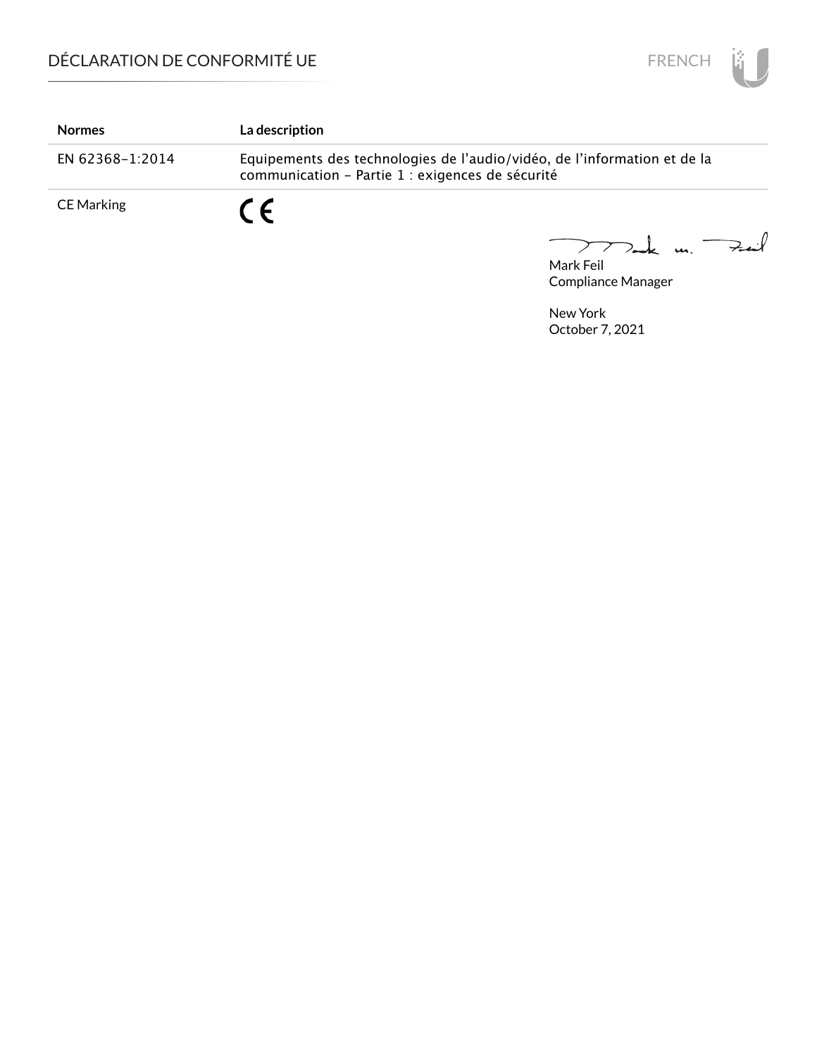| Normes | La description |
| --- | --- |
| EN 62368-1:2014 | Equipements des technologies de l’audio/vidéo, de l’information et de la communication - Partie 1 : exigences de sécurité |
| CE Marking | CE |

Mark Feil
Compliance Manager

New York
October 7, 2021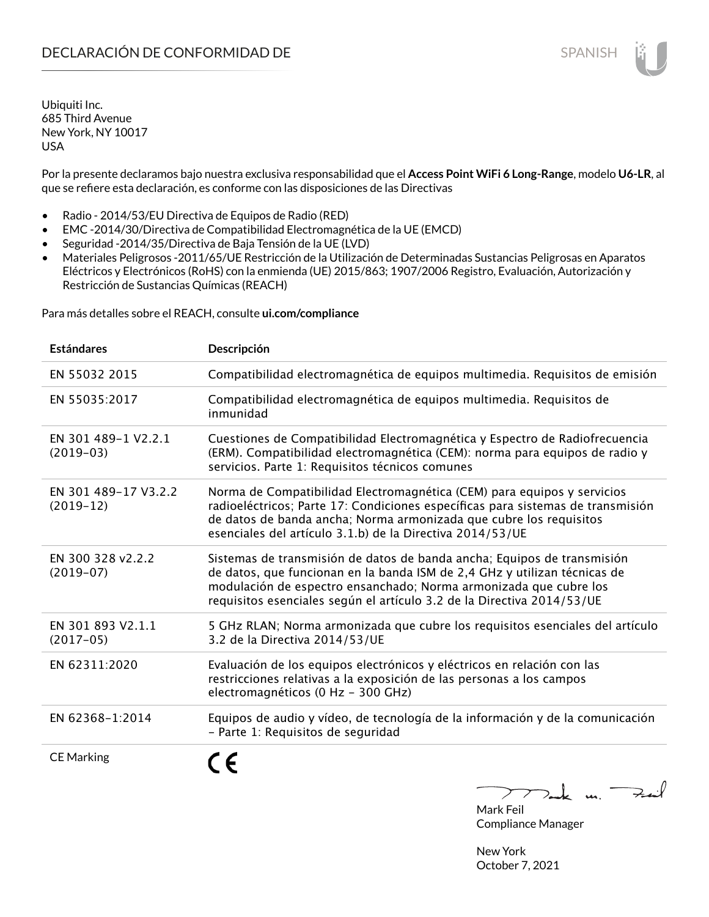# DECLARACIÓN DE CONFORMIDAD DE

Ubiquiti Inc.
685 Third Avenue
New York, NY 10017
USA

Por la presente declaramos bajo nuestra exclusiva responsabilidad que el **Access Point WiFi 6 Long-Range**, modelo **U6-LR**, al que se refiere esta declaración, es conforme con las disposiciones de las Directivas

- Radio - 2014/53/EU Directiva de Equipos de Radio (RED)
- EMC -2014/30/Directiva de Compatibilidad Electromagnética de la UE (EMCD)
- Seguridad -2014/35/Directiva de Baja Tensión de la UE (LVD)
- Materiales Peligrosos -2011/65/UE Restricción de la Utilización de Determinadas Sustancias Peligrosas en Aparatos Eléctricos y Electrónicos (RoHS) con la enmienda (UE) 2015/863; 1907/2006 Registro, Evaluación, Autorización y Restricción de Sustancias Químicas (REACH)

Para más detalles sobre el REACH, consulte **ui.com/compliance**

| Estándares | Descripción |
|---|---|
| EN 55032 2015 | Compatibilidad electromagnética de equipos multimedia. Requisitos de emisión |
| EN 55035:2017 | Compatibilidad electromagnética de equipos multimedia. Requisitos de inmunidad |
| EN 301 489-1 V2.2.1 (2019-03) | Cuestiones de Compatibilidad Electromagnética y Espectro de Radiofrecuencia (ERM). Compatibilidad electromagnética (CEM): norma para equipos de radio y servicios. Parte 1: Requisitos técnicos comunes |
| EN 301 489-17 V3.2.2 (2019-12) | Norma de Compatibilidad Electromagnética (CEM) para equipos y servicios radioeléctricos; Parte 17: Condiciones específicas para sistemas de transmisión de datos de banda ancha; Norma armonizada que cubre los requisitos esenciales del artículo 3.1.b) de la Directiva 2014/53/UE |
| EN 300 328 v2.2.2 (2019-07) | Sistemas de transmisión de datos de banda ancha; Equipos de transmisión de datos, que funcionan en la banda ISM de 2,4 GHz y utilizan técnicas de modulación de espectro ensanchado; Norma armonizada que cubre los requisitos esenciales según el artículo 3.2 de la Directiva 2014/53/UE |
| EN 301 893 V2.1.1 (2017-05) | 5 GHz RLAN; Norma armonizada que cubre los requisitos esenciales del artículo 3.2 de la Directiva 2014/53/UE |
| EN 62311:2020 | Evaluación de los equipos electrónicos y eléctricos en relación con las restricciones relativas a la exposición de las personas a los campos electromagnéticos (0 Hz - 300 GHz) |
| EN 62368-1:2014 | Equipos de audio y vídeo, de tecnología de la información y de la comunicación - Parte 1: Requisitos de seguridad |
| CE Marking | CE |

Mark Feil
Compliance Manager

New York
October 7, 2021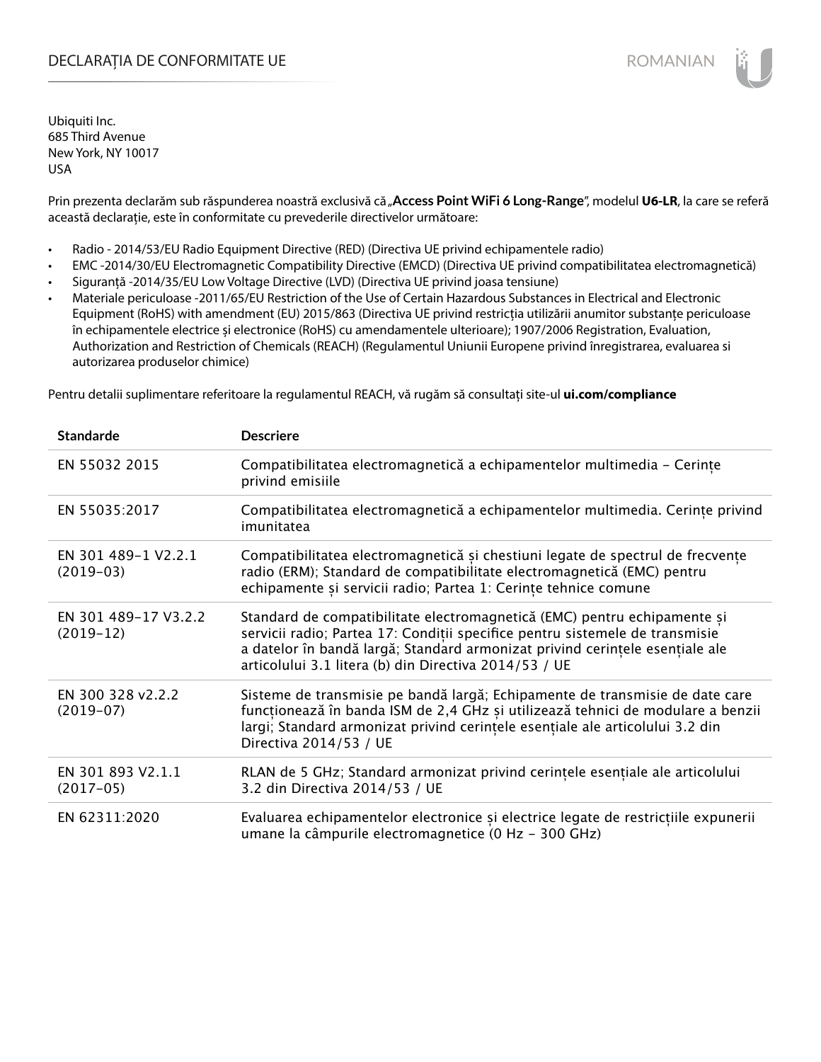# DECLARAȚIA DE CONFORMITATE UE

Ubiquiti Inc.
685 Third Avenue
New York, NY 10017
USA

Prin prezenta declarăm sub răspunderea noastră exclusivă că **„Access Point WiFi 6 Long-Range"**, modelul **U6-LR**, la care se referă această declarație, este în conformitate cu prevederile directivelor următoare:

- Radio - 2014/53/EU Radio Equipment Directive (RED) (Directiva UE privind echipamentele radio)
- EMC -2014/30/EU Electromagnetic Compatibility Directive (EMCD) (Directiva UE privind compatibilitatea electromagnetică)
- Siguranță -2014/35/EU Low Voltage Directive (LVD) (Directiva UE privind joasa tensiune)
- Materiale periculoase -2011/65/EU Restriction of the Use of Certain Hazardous Substances in Electrical and Electronic Equipment (RoHS) with amendment (EU) 2015/863 (Directiva UE privind restricția utilizării anumitor substanțe periculoase în echipamentele electrice și electronice (RoHS) cu amendamentele ulterioare); 1907/2006 Registration, Evaluation, Authorization and Restriction of Chemicals (REACH) (Regulamentul Uniunii Europene privind înregistrarea, evaluarea si autorizarea produselor chimice)

Pentru detalii suplimentare referitoare la regulamentul REACH, vă rugăm să consultați site-ul **ui.com/compliance**

| Standarde | Descriere |
|---|---|
| EN 55032 2015 | Compatibilitatea electromagnetică a echipamentelor multimedia – Cerințe privind emisiile |
| EN 55035:2017 | Compatibilitatea electromagnetică a echipamentelor multimedia. Cerințe privind imunitatea |
| EN 301 489-1 V2.2.1 (2019-03) | Compatibilitatea electromagnetică și chestiuni legate de spectrul de frecvențe radio (ERM); Standard de compatibilitate electromagnetică (EMC) pentru echipamente și servicii radio; Partea 1: Cerințe tehnice comune |
| EN 301 489-17 V3.2.2 (2019-12) | Standard de compatibilitate electromagnetică (EMC) pentru echipamente și servicii radio; Partea 17: Condiții specifice pentru sistemele de transmisie a datelor în bandă largă; Standard armonizat privind cerințele esențiale ale articolului 3.1 litera (b) din Directiva 2014/53 / UE |
| EN 300 328 v2.2.2 (2019-07) | Sisteme de transmisie pe bandă largă; Echipamente de transmisie de date care funcționează în banda ISM de 2,4 GHz și utilizează tehnici de modulare a benzii largi; Standard armonizat privind cerințele esențiale ale articolului 3.2 din Directiva 2014/53 / UE |
| EN 301 893 V2.1.1 (2017-05) | RLAN de 5 GHz; Standard armonizat privind cerințele esențiale ale articolului 3.2 din Directiva 2014/53 / UE |
| EN 62311:2020 | Evaluarea echipamentelor electronice și electrice legate de restricțiile expunerii umane la câmpurile electromagnetice (0 Hz – 300 GHz) |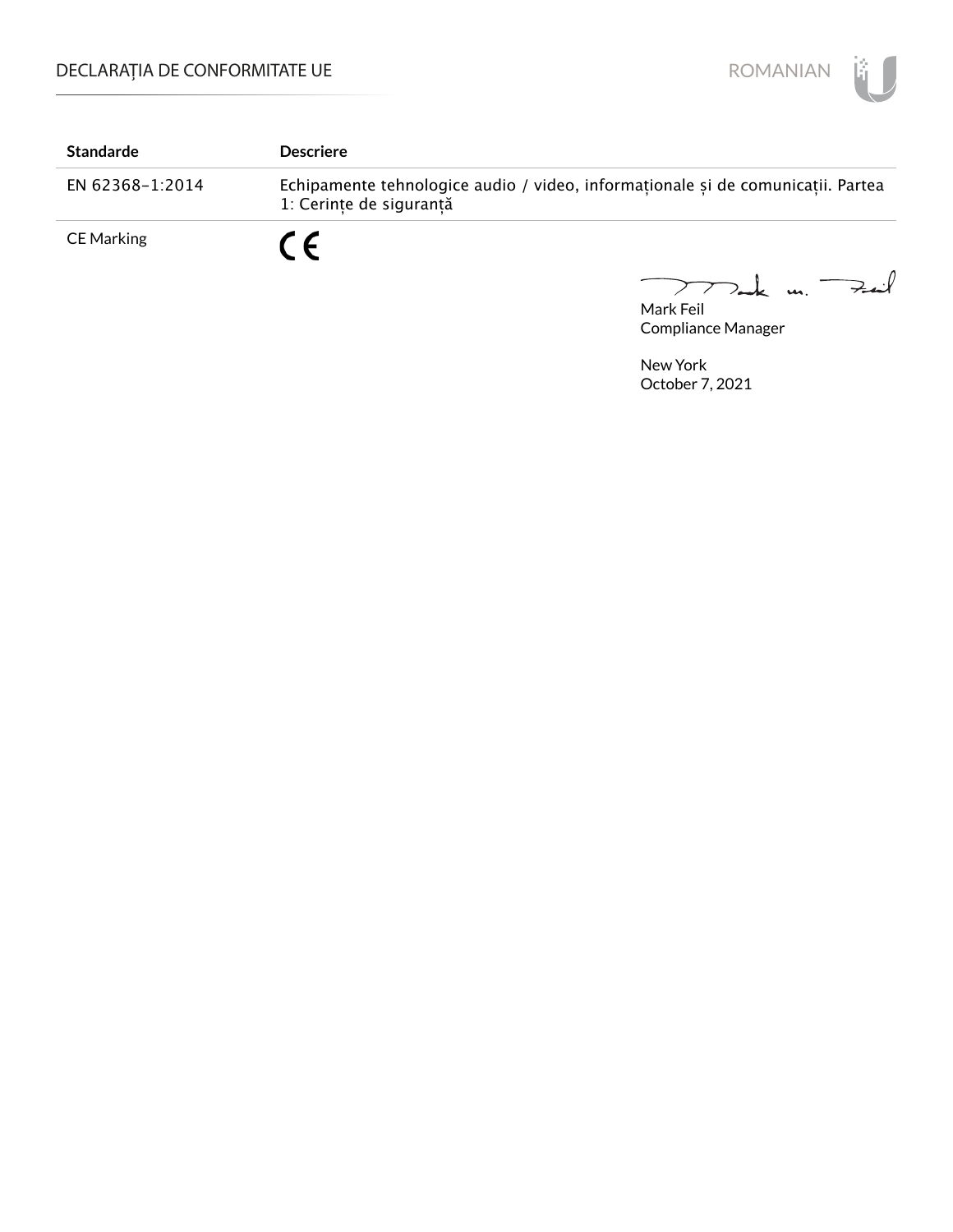| Standarde | Descriere |
|---|---|
| EN 62368-1:2014 | Echipamente tehnologice audio / video, informaționale și de comunicații. Partea 1: Cerințe de siguranță |
| CE Marking | CE |

Mark Feil
Compliance Manager

New York
October 7, 2021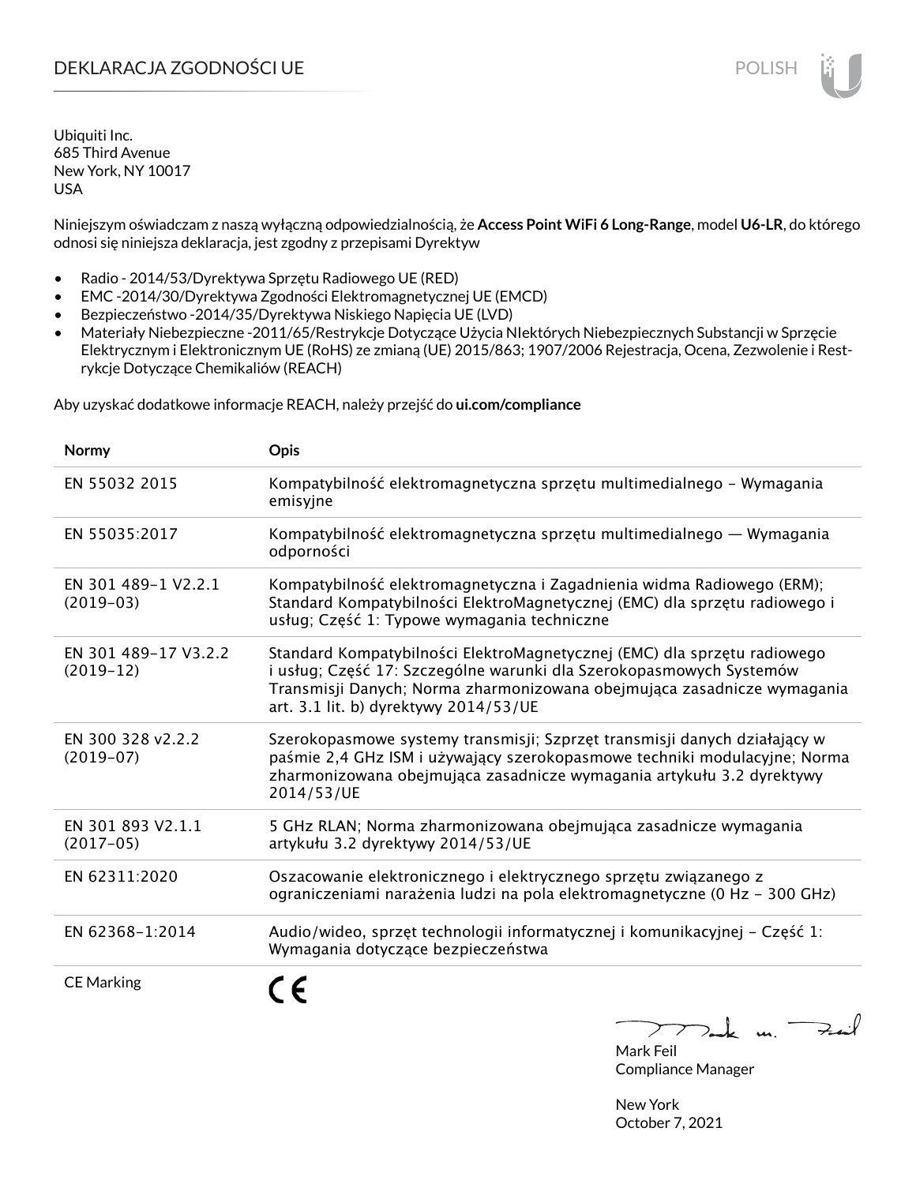# DEKLARACJA ZGODNOŚCI UE

POLISH

Ubiquiti Inc.
685 Third Avenue
New York, NY 10017
USA

Niniejszym oświadczam z naszą wyłączną odpowiedzialnością, że **Access Point WiFi 6 Long-Range**, model **U6-LR**, do którego odnosi się niniejsza deklaracja, jest zgodny z przepisami Dyrektyw

- Radio - 2014/53/Dyrektywa Sprzętu Radiowego UE (RED)
- EMC -2014/30/Dyrektywa Zgodności Elektromagnetycznej UE (EMCD)
- Bezpieczeństwo -2014/35/Dyrektywa Niskiego Napięcia UE (LVD)
- Materiały Niebezpieczne -2011/65/Restrykcje Dotyczące Użycia NIektórych Niebezpiecznych Substancji w Sprzęcie Elektrycznym i Elektronicznym UE (RoHS) ze zmianą (UE) 2015/863; 1907/2006 Rejestracja, Ocena, Zezwolenie i Restrykcje Dotyczące Chemikaliów (REACH)

Aby uzyskać dodatkowe informacje REACH, należy przejść do **ui.com/compliance**

| Normy | Opis |
|---|---|
| EN 55032 2015 | Kompatybilność elektromagnetyczna sprzętu multimedialnego – Wymagania emisyjne |
| EN 55035:2017 | Kompatybilność elektromagnetyczna sprzętu multimedialnego — Wymagania odporności |
| EN 301 489-1 V2.2.1 (2019-03) | Kompatybilność elektromagnetyczna i Zagadnienia widma Radiowego (ERM); Standard Kompatybilności ElektroMagnetycznej (EMC) dla sprzętu radiowego i usług; Część 1: Typowe wymagania techniczne |
| EN 301 489-17 V3.2.2 (2019-12) | Standard Kompatybilności ElektroMagnetycznej (EMC) dla sprzętu radiowego i usług; Część 17: Szczególne warunki dla Szerokopasmowych Systemów Transmisji Danych; Norma zharmonizowana obejmująca zasadnicze wymagania art. 3.1 lit. b) dyrektywy 2014/53/UE |
| EN 300 328 v2.2.2 (2019-07) | Szerokopasmowe systemy transmisji; Szprzęt transmisji danych działający w paśmie 2,4 GHz ISM i używający szerokopasmowe techniki modulacyjne; Norma zharmonizowana obejmująca zasadnicze wymagania artykułu 3.2 dyrektywy 2014/53/UE |
| EN 301 893 V2.1.1 (2017-05) | 5 GHz RLAN; Norma zharmonizowana obejmująca zasadnicze wymagania artykułu 3.2 dyrektywy 2014/53/UE |
| EN 62311:2020 | Oszacowanie elektronicznego i elektrycznego sprzętu związanego z ograniczeniami narażenia ludzi na pola elektromagnetyczne (0 Hz – 300 GHz) |
| EN 62368-1:2014 | Audio/wideo, sprzęt technologii informatycznej i komunikacyjnej – Część 1: Wymagania dotyczące bezpieczeństwa |
| CE Marking | CE |

Mark Feil
Compliance Manager

New York
October 7, 2021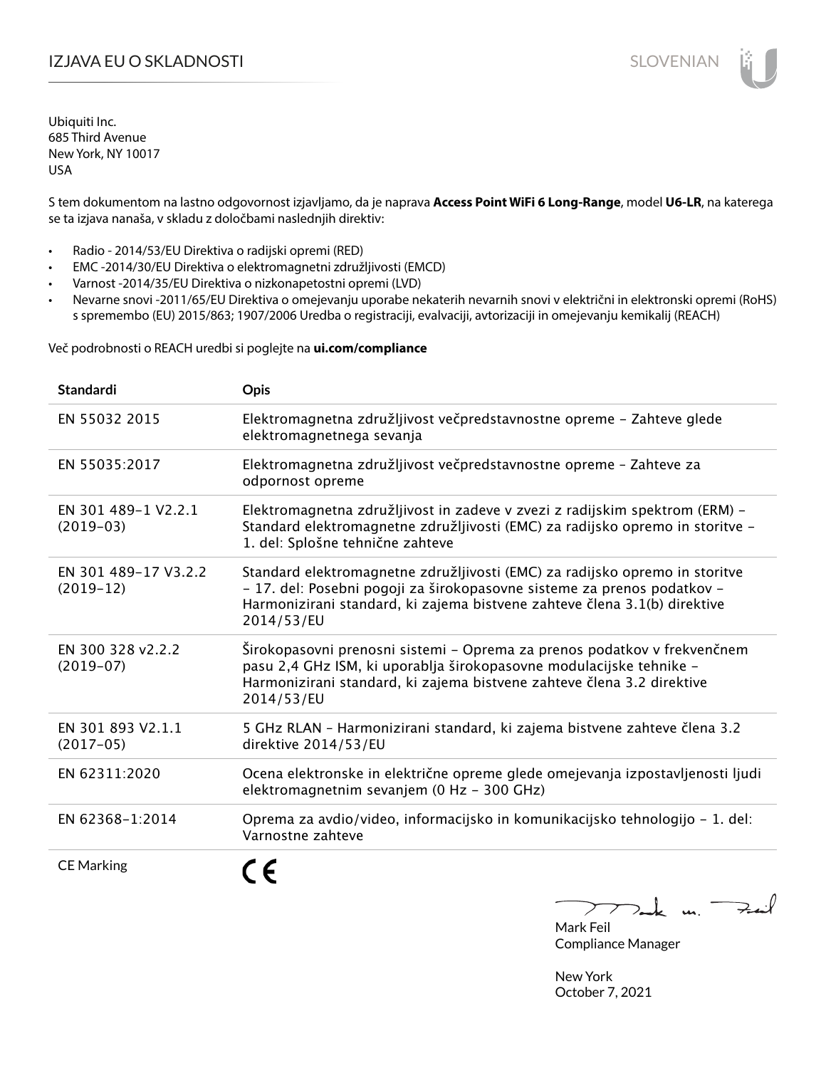# IZJAVA EU O SKLADNOSTI

Ubiquiti Inc.
685 Third Avenue
New York, NY 10017
USA

S tem dokumentom na lastno odgovornost izjavljamo, da je naprava **Access Point WiFi 6 Long-Range**, model **U6-LR**, na katerega se ta izjava nanaša, v skladu z določbami naslednjih direktiv:

- Radio - 2014/53/EU Direktiva o radijski opremi (RED)
- EMC -2014/30/EU Direktiva o elektromagnetni združljivosti (EMCD)
- Varnost -2014/35/EU Direktiva o nizkonapetostni opremi (LVD)
- Nevarne snovi -2011/65/EU Direktiva o omejevanju uporabe nekaterih nevarnih snovi v električni in elektronski opremi (RoHS) s spremembo (EU) 2015/863; 1907/2006 Uredba o registraciji, evalvaciji, avtorizaciji in omejevanju kemikalij (REACH)

Več podrobnosti o REACH uredbi si poglejte na **ui.com/compliance**

| Standardi | Opis |
|---|---|
| EN 55032 2015 | Elektromagnetna združljivost večpredstavnostne opreme – Zahteve glede elektromagnetnega sevanja |
| EN 55035:2017 | Elektromagnetna združljivost večpredstavnostne opreme – Zahteve za odpornost opreme |
| EN 301 489-1 V2.2.1 (2019-03) | Elektromagnetna združljivost in zadeve v zvezi z radijskim spektrom (ERM) – Standard elektromagnetne združljivosti (EMC) za radijsko opremo in storitve – 1. del: Splošne tehnične zahteve |
| EN 301 489-17 V3.2.2 (2019-12) | Standard elektromagnetne združljivosti (EMC) za radijsko opremo in storitve – 17. del: Posebni pogoji za širokopasovne sisteme za prenos podatkov – Harmonizirani standard, ki zajema bistvene zahteve člena 3.1(b) direktive 2014/53/EU |
| EN 300 328 v2.2.2 (2019-07) | Širokopasovni prenosni sistemi – Oprema za prenos podatkov v frekvenčnem pasu 2,4 GHz ISM, ki uporablja širokopasovne modulacijske tehnike – Harmonizirani standard, ki zajema bistvene zahteve člena 3.2 direktive 2014/53/EU |
| EN 301 893 V2.1.1 (2017-05) | 5 GHz RLAN – Harmonizirani standard, ki zajema bistvene zahteve člena 3.2 direktive 2014/53/EU |
| EN 62311:2020 | Ocena elektronske in električne opreme glede omejevanja izpostavljenosti ljudi elektromagnetnim sevanjem (0 Hz – 300 GHz) |
| EN 62368-1:2014 | Oprema za avdio/video, informacijsko in komunikacijsko tehnologijo – 1. del: Varnostne zahteve |
| CE Marking | CE |

Mark Feil
Compliance Manager

New York
October 7, 2021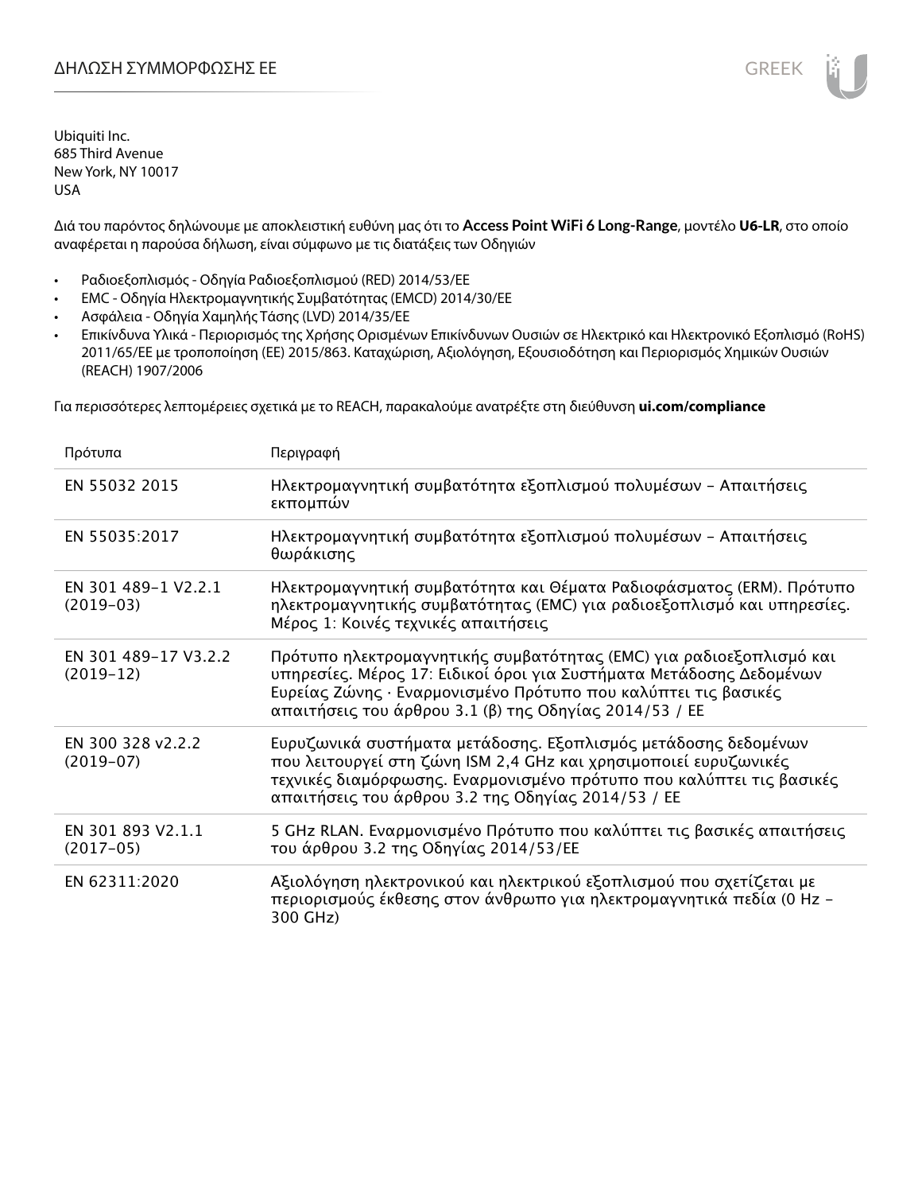# ΔΗΛΩΣΗ ΣΥΜΜΟΡΦΩΣΗΣ ΕΕ

Ubiquiti Inc.
685 Third Avenue
New York, NY 10017
USA

Διά του παρόντος δηλώνουμε με αποκλειστική ευθύνη μας ότι το **Access Point WiFi 6 Long-Range**, μοντέλο **U6-LR**, στο οποίο αναφέρεται η παρούσα δήλωση, είναι σύμφωνο με τις διατάξεις των Οδηγιών

- Ραδιοεξοπλισμός - Οδηγία Ραδιοεξοπλισμού (RED) 2014/53/ΕΕ
- EMC - Οδηγία Ηλεκτρομαγνητικής Συμβατότητας (EMCD) 2014/30/ΕΕ
- Ασφάλεια - Οδηγία Χαμηλής Τάσης (LVD) 2014/35/ΕΕ
- Επικίνδυνα Υλικά - Περιορισμός της Χρήσης Ορισμένων Επικίνδυνων Ουσιών σε Ηλεκτρικό και Ηλεκτρονικό Εξοπλισμό (RoHS) 2011/65/ΕΕ με τροποποίηση (ΕΕ) 2015/863. Καταχώριση, Αξιολόγηση, Εξουσιοδότηση και Περιορισμός Χημικών Ουσιών (REACH) 1907/2006

Για περισσότερες λεπτομέρειες σχετικά με το REACH, παρακαλούμε ανατρέξτε στη διεύθυνση **ui.com/compliance**

| Πρότυπα | Περιγραφή |
|---|---|
| EN 55032 2015 | Ηλεκτρομαγνητική συμβατότητα εξοπλισμού πολυμέσων – Απαιτήσεις εκπομπών |
| EN 55035:2017 | Ηλεκτρομαγνητική συμβατότητα εξοπλισμού πολυμέσων – Απαιτήσεις θωράκισης |
| EN 301 489-1 V2.2.1 (2019-03) | Ηλεκτρομαγνητική συμβατότητα και Θέματα Ραδιοφάσματος (ERM). Πρότυπο ηλεκτρομαγνητικής συμβατότητας (EMC) για ραδιοεξοπλισμό και υπηρεσίες. Μέρος 1: Κοινές τεχνικές απαιτήσεις |
| EN 301 489-17 V3.2.2 (2019-12) | Πρότυπο ηλεκτρομαγνητικής συμβατότητας (EMC) για ραδιοεξοπλισμό και υπηρεσίες. Μέρος 17: Ειδικοί όροι για Συστήματα Μετάδοσης Δεδομένων Ευρείας Ζώνης · Εναρμονισμένο Πρότυπο που καλύπτει τις βασικές απαιτήσεις του άρθρου 3.1 (β) της Οδηγίας 2014/53 / ΕΕ |
| EN 300 328 v2.2.2 (2019-07) | Ευρυζωνικά συστήματα μετάδοσης. Εξοπλισμός μετάδοσης δεδομένων που λειτουργεί στη ζώνη ISM 2,4 GHz και χρησιμοποιεί ευρυζωνικές τεχνικές διαμόρφωσης. Εναρμονισμένο πρότυπο που καλύπτει τις βασικές απαιτήσεις του άρθρου 3.2 της Οδηγίας 2014/53 / ΕΕ |
| EN 301 893 V2.1.1 (2017-05) | 5 GHz RLAN. Εναρμονισμένο Πρότυπο που καλύπτει τις βασικές απαιτήσεις του άρθρου 3.2 της Οδηγίας 2014/53/ΕΕ |
| EN 62311:2020 | Αξιολόγηση ηλεκτρονικού και ηλεκτρικού εξοπλισμού που σχετίζεται με περιορισμούς έκθεσης στον άνθρωπο για ηλεκτρομαγνητικά πεδία (0 Hz – 300 GHz) |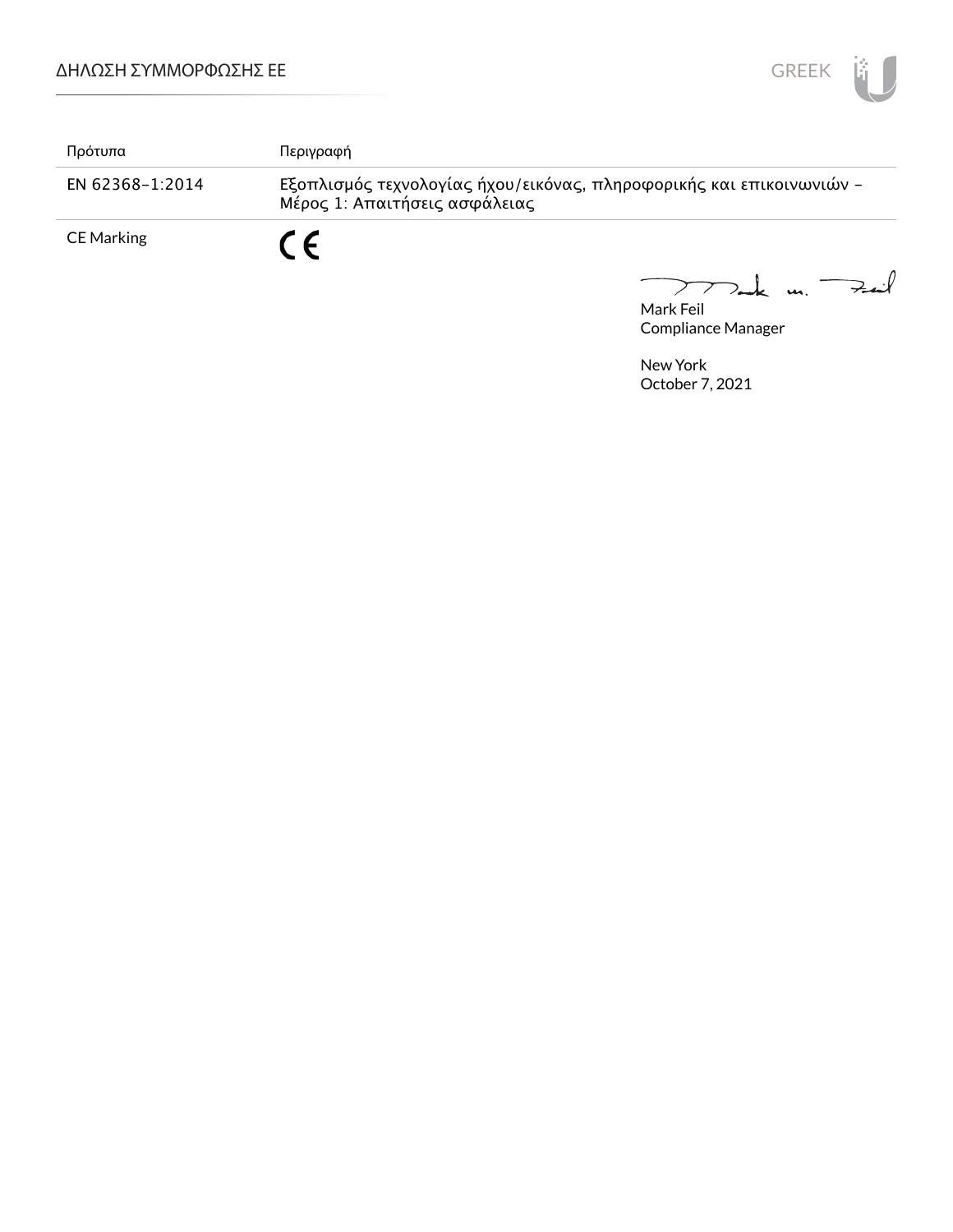| Πρότυπα | Περιγραφή |
|---|---|
| EN 62368-1:2014 | Εξοπλισμός τεχνολογίας ήχου/εικόνας, πληροφορικής και επικοινωνιών – Μέρος 1: Απαιτήσεις ασφάλειας |
| CE Marking | CE |

Mark Feil
Compliance Manager

New York
October 7, 2021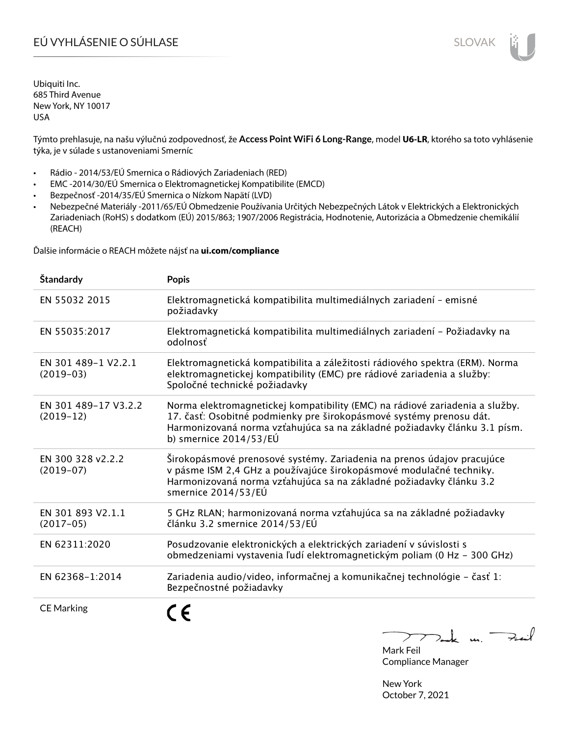# EÚ VYHLÁSENIE O SÚHLASE

SLOVAK

Ubiquiti Inc.
685 Third Avenue
New York, NY 10017
USA

Týmto prehlasuje, na našu výlučnú zodpovednosť, že **Access Point WiFi 6 Long-Range**, model **U6-LR**, ktorého sa toto vyhlásenie týka, je v súlade s ustanoveniami Smerníc

- Rádio - 2014/53/EÚ Smernica o Rádiových Zariadeniach (RED)
- EMC -2014/30/EÚ Smernica o Elektromagnetickej Kompatibilite (EMCD)
- Bezpečnosť -2014/35/EÚ Smernica o Nízkom Napätí (LVD)
- Nebezpečné Materiály -2011/65/EÚ Obmedzenie Používania Určitých Nebezpečných Látok v Elektrických a Elektronických Zariadeniach (RoHS) s dodatkom (EÚ) 2015/863; 1907/2006 Registrácia, Hodnotenie, Autorizácia a Obmedzenie chemikálií (REACH)

Ďalšie informácie o REACH môžete nájsť na **ui.com/compliance**

| Štandardy | Popis |
|---|---|
| EN 55032 2015 | Elektromagnetická kompatibilita multimediálnych zariadení – emisné požiadavky |
| EN 55035:2017 | Elektromagnetická kompatibilita multimediálnych zariadení – Požiadavky na odolnosť |
| EN 301 489-1 V2.2.1 (2019-03) | Elektromagnetická kompatibilita a záležitosti rádiového spektra (ERM). Norma elektromagnetickej kompatibility (EMC) pre rádiové zariadenia a služby: Spoločné technické požiadavky |
| EN 301 489-17 V3.2.2 (2019-12) | Norma elektromagnetickej kompatibility (EMC) na rádiové zariadenia a služby. 17. časť: Osobitné podmienky pre širokopásmové systémy prenosu dát. Harmonizovaná norma vzťahujúca sa na základné požiadavky článku 3.1 písm. b) smernice 2014/53/EÚ |
| EN 300 328 v2.2.2 (2019-07) | Širokopásmové prenosové systémy. Zariadenia na prenos údajov pracujúce v pásme ISM 2,4 GHz a používajúce širokopásmové modulačné techniky. Harmonizovaná norma vzťahujúca sa na základné požiadavky článku 3.2 smernice 2014/53/EÚ |
| EN 301 893 V2.1.1 (2017-05) | 5 GHz RLAN; harmonizovaná norma vzťahujúca sa na základné požiadavky článku 3.2 smernice 2014/53/EÚ |
| EN 62311:2020 | Posudzovanie elektronických a elektrických zariadení v súvislosti s obmedzeniami vystavenia ľudí elektromagnetickým poliam (0 Hz – 300 GHz) |
| EN 62368-1:2014 | Zariadenia audio/video, informačnej a komunikačnej technológie – časť 1: Bezpečnostné požiadavky |
| CE Marking | CE |

Mark Feil
Compliance Manager

New York
October 7, 2021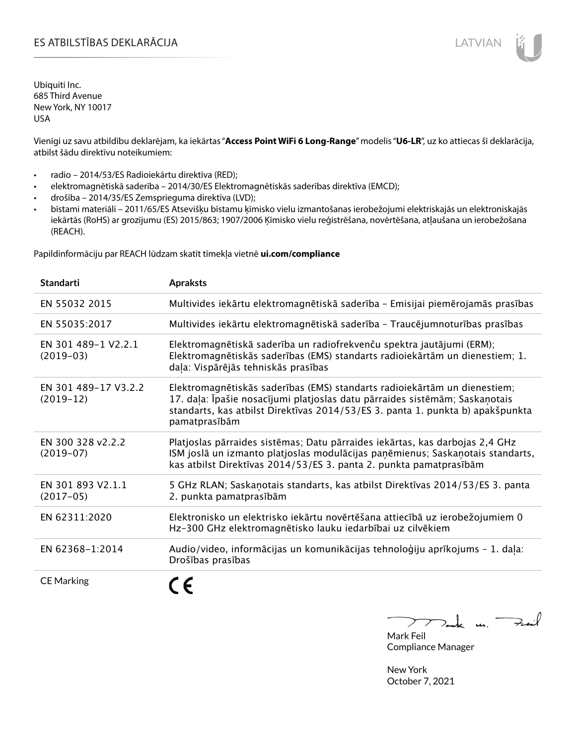# ES ATBILSTĪBAS DEKLARĀCIJA

Ubiquiti Inc.
685 Third Avenue
New York, NY 10017
USA

Vienīgi uz savu atbildību deklarējam, ka iekārtas "**Access Point WiFi 6 Long-Range**" modelis "**U6-LR**", uz ko attiecas šī deklarācija, atbilst šādu direktīvu noteikumiem:

- radio – 2014/53/ES Radioiekārtu direktīva (RED);
- elektromagnētiskā saderība – 2014/30/ES Elektromagnētiskās saderības direktīva (EMCD);
- drošība – 2014/35/ES Zemsprieguma direktīva (LVD);
- bīstami materiāli – 2011/65/ES Atsevišķu bīstamu ķīmisko vielu izmantošanas ierobežojumi elektriskajās un elektroniskajās iekārtās (RoHS) ar grozījumu (ES) 2015/863; 1907/2006 Ķīmisko vielu reģistrēšana, novērtēšana, atļaušana un ierobežošana (REACH).

Papildinformāciju par REACH lūdzam skatīt tīmekļa vietnē **ui.com/compliance**

| Standarti | Apraksts |
|---|---|
| EN 55032 2015 | Multivides iekārtu elektromagnētiskā saderība – Emisijai piemērojamās prasības |
| EN 55035:2017 | Multivides iekārtu elektromagnētiskā saderība – Traucējumnoturības prasības |
| EN 301 489-1 V2.2.1 (2019-03) | Elektromagnētiskā saderība un radiofrekvenču spektra jautājumi (ERM); Elektromagnētiskās saderības (EMS) standarts radioiekārtām un dienestiem; 1. daļa: Vispārējās tehniskās prasības |
| EN 301 489-17 V3.2.2 (2019-12) | Elektromagnētiskās saderības (EMS) standarts radioiekārtām un dienestiem; 17. daļa: Īpašie nosacījumi platjoslas datu pārraides sistēmām; Saskaņotais standarts, kas atbilst Direktīvas 2014/53/ES 3. panta 1. punkta b) apakšpunkta pamatprasībām |
| EN 300 328 v2.2.2 (2019-07) | Platjoslas pārraides sistēmas; Datu pārraides iekārtas, kas darbojas 2,4 GHz ISM joslā un izmanto platjoslas modulācijas paņēmienus; Saskaņotais standarts, kas atbilst Direktīvas 2014/53/ES 3. panta 2. punkta pamatprasībām |
| EN 301 893 V2.1.1 (2017-05) | 5 GHz RLAN; Saskaņotais standarts, kas atbilst Direktīvas 2014/53/ES 3. panta 2. punkta pamatprasībām |
| EN 62311:2020 | Elektronisko un elektrisko iekārtu novērtēšana attiecībā uz ierobežojumiem 0 Hz-300 GHz elektromagnētisko lauku iedarbībai uz cilvēkiem |
| EN 62368-1:2014 | Audio/video, informācijas un komunikācijas tehnoloģiju aprīkojums – 1. daļa: Drošības prasības |
| CE Marking | CE |

Mark Feil
Compliance Manager

New York
October 7, 2021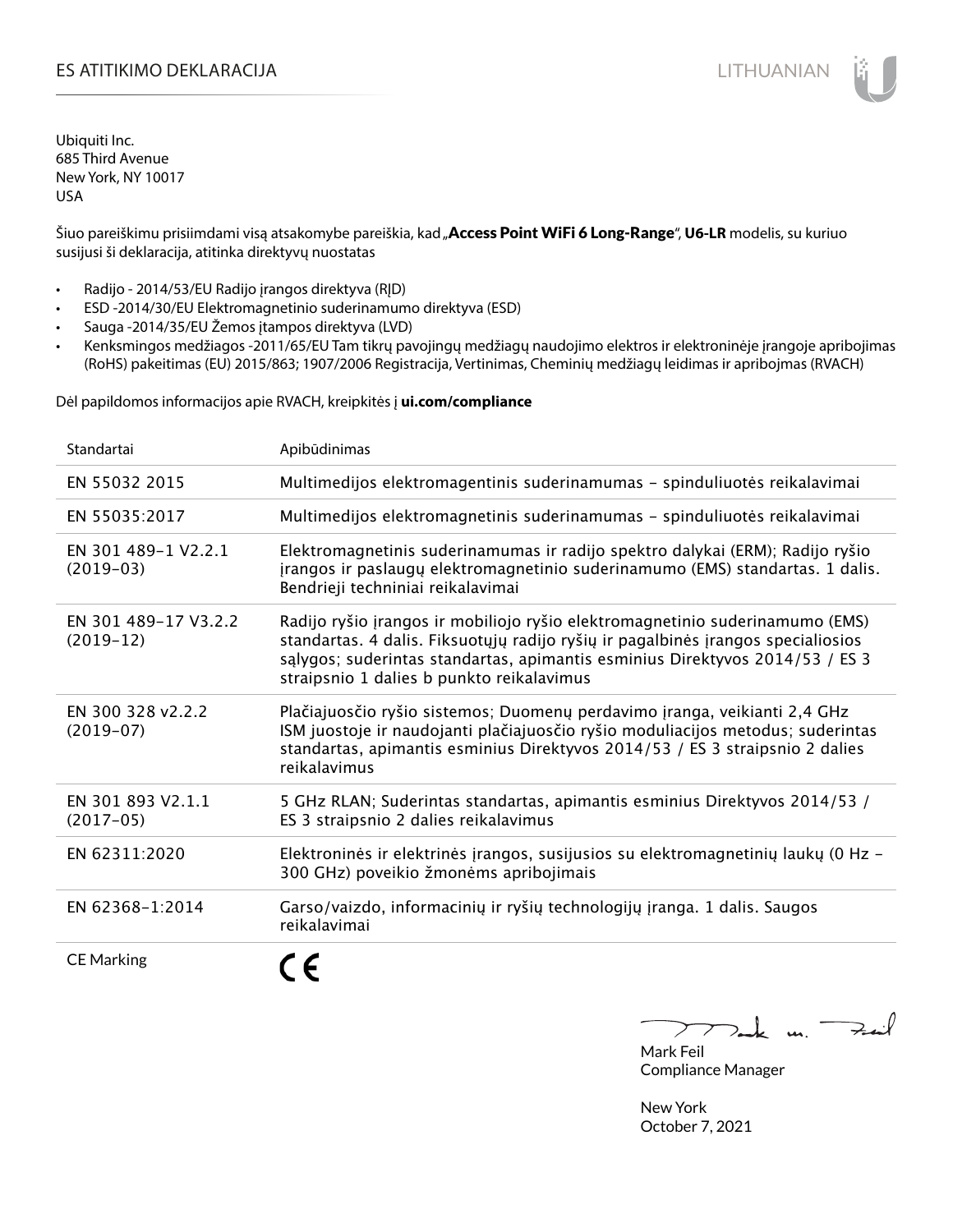# ES ATITIKIMO DEKLARACIJA

LITHUANIAN

Ubiquiti Inc.
685 Third Avenue
New York, NY 10017
USA

Šiuo pareiškimu prisiimdami visą atsakomybe pareiškia, kad „**Access Point WiFi 6 Long-Range**“, **U6-LR** modelis, su kuriuo susijusi ši deklaracija, atitinka direktyvų nuostatas

- Radijo - 2014/53/EU Radijo įrangos direktyva (RĮD)
- ESD -2014/30/EU Elektromagnetinio suderinamumo direktyva (ESD)
- Sauga -2014/35/EU Žemos įtampos direktyva (LVD)
- Kenksmingos medžiagos -2011/65/EU Tam tikrų pavojingų medžiagų naudojimo elektros ir elektroninėje įrangoje apribojimas (RoHS) pakeitimas (EU) 2015/863; 1907/2006 Registracija, Vertinimas, Cheminių medžiagų leidimas ir apribojmas (RVACH)

Dėl papildomos informacijos apie RVACH, kreipkitės į **ui.com/compliance**

| Standartai | Apibūdinimas |
|---|---|
| EN 55032 2015 | Multimedijos elektromagentinis suderinamumas – spinduliuotės reikalavimai |
| EN 55035:2017 | Multimedijos elektromagnetinis suderinamumas – spinduliuotės reikalavimai |
| EN 301 489-1 V2.2.1 (2019-03) | Elektromagnetinis suderinamumas ir radijo spektro dalykai (ERM); Radijo ryšio įrangos ir paslaugų elektromagnetinio suderinamumo (EMS) standartas. 1 dalis. Bendrieji techniniai reikalavimai |
| EN 301 489-17 V3.2.2 (2019-12) | Radijo ryšio įrangos ir mobiliojo ryšio elektromagnetinio suderinamumo (EMS) standartas. 4 dalis. Fiksuotųjų radijo ryšių ir pagalbinės įrangos specialiosios sąlygos; suderintas standartas, apimantis esminius Direktyvos 2014/53 / ES 3 straipsnio 1 dalies b punkto reikalavimus |
| EN 300 328 v2.2.2 (2019-07) | Plačiajuosčio ryšio sistemos; Duomenų perdavimo įranga, veikianti 2,4 GHz ISM juostoje ir naudojanti plačiajuosčio ryšio moduliacijos metodus; suderintas standartas, apimantis esminius Direktyvos 2014/53 / ES 3 straipsnio 2 dalies reikalavimus |
| EN 301 893 V2.1.1 (2017-05) | 5 GHz RLAN; Suderintas standartas, apimantis esminius Direktyvos 2014/53 / ES 3 straipsnio 2 dalies reikalavimus |
| EN 62311:2020 | Elektroninės ir elektrinės įrangos, susijusios su elektromagnetinių laukų (0 Hz – 300 GHz) poveikio žmonėms apribojimais |
| EN 62368-1:2014 | Garso/vaizdo, informacinių ir ryšių technologijų įranga. 1 dalis. Saugos reikalavimai |
| CE Marking | CE |

Mark Feil
Compliance Manager

New York
October 7, 2021